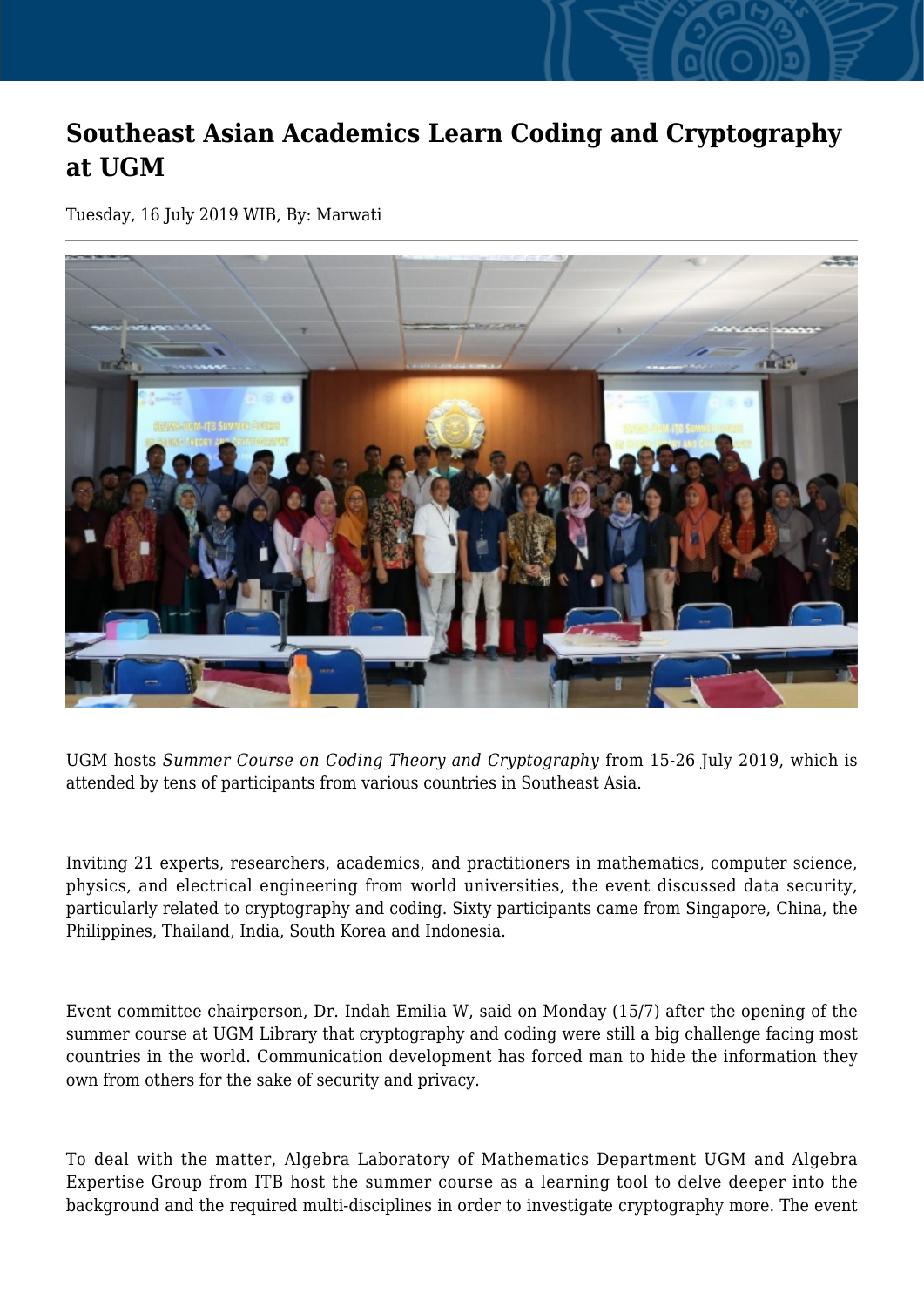# Southeast Asian Academics Learn Coding and Cryptography at UGM

Tuesday, 16 July 2019 WIB, By: Marwati

UGM hosts *Summer Course on Coding Theory and Cryptography* from 15-26 July 2019, which is attended by tens of participants from various countries in Southeast Asia.

Inviting 21 experts, researchers, academics, and practitioners in mathematics, computer science, physics, and electrical engineering from world universities, the event discussed data security, particularly related to cryptography and coding. Sixty participants came from Singapore, China, the Philippines, Thailand, India, South Korea and Indonesia.

Event committee chairperson, Dr. Indah Emilia W, said on Monday (15/7) after the opening of the summer course at UGM Library that cryptography and coding were still a big challenge facing most countries in the world. Communication development has forced man to hide the information they own from others for the sake of security and privacy.

To deal with the matter, Algebra Laboratory of Mathematics Department UGM and Algebra Expertise Group from ITB host the summer course as a learning tool to delve deeper into the background and the required multi-disciplines in order to investigate cryptography more. The event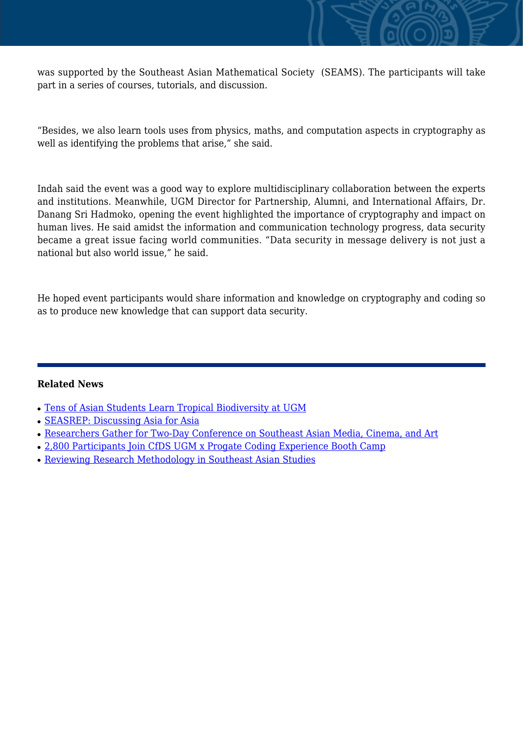was supported by the Southeast Asian Mathematical Society (SEAMS). The participants will take part in a series of courses, tutorials, and discussion.

"Besides, we also learn tools uses from physics, maths, and computation aspects in cryptography as well as identifying the problems that arise," she said.

Indah said the event was a good way to explore multidisciplinary collaboration between the experts and institutions. Meanwhile, UGM Director for Partnership, Alumni, and International Affairs, Dr. Danang Sri Hadmoko, opening the event highlighted the importance of cryptography and impact on human lives. He said amidst the information and communication technology progress, data security became a great issue facing world communities. "Data security in message delivery is not just a national but also world issue," he said.

He hoped event participants would share information and knowledge on cryptography and coding so as to produce new knowledge that can support data security.

---

**Related News**

- Tens of Asian Students Learn Tropical Biodiversity at UGM
- SEASREP: Discussing Asia for Asia
- Researchers Gather for Two-Day Conference on Southeast Asian Media, Cinema, and Art
- 2,800 Participants Join CfDS UGM x Progate Coding Experience Booth Camp
- Reviewing Research Methodology in Southeast Asian Studies